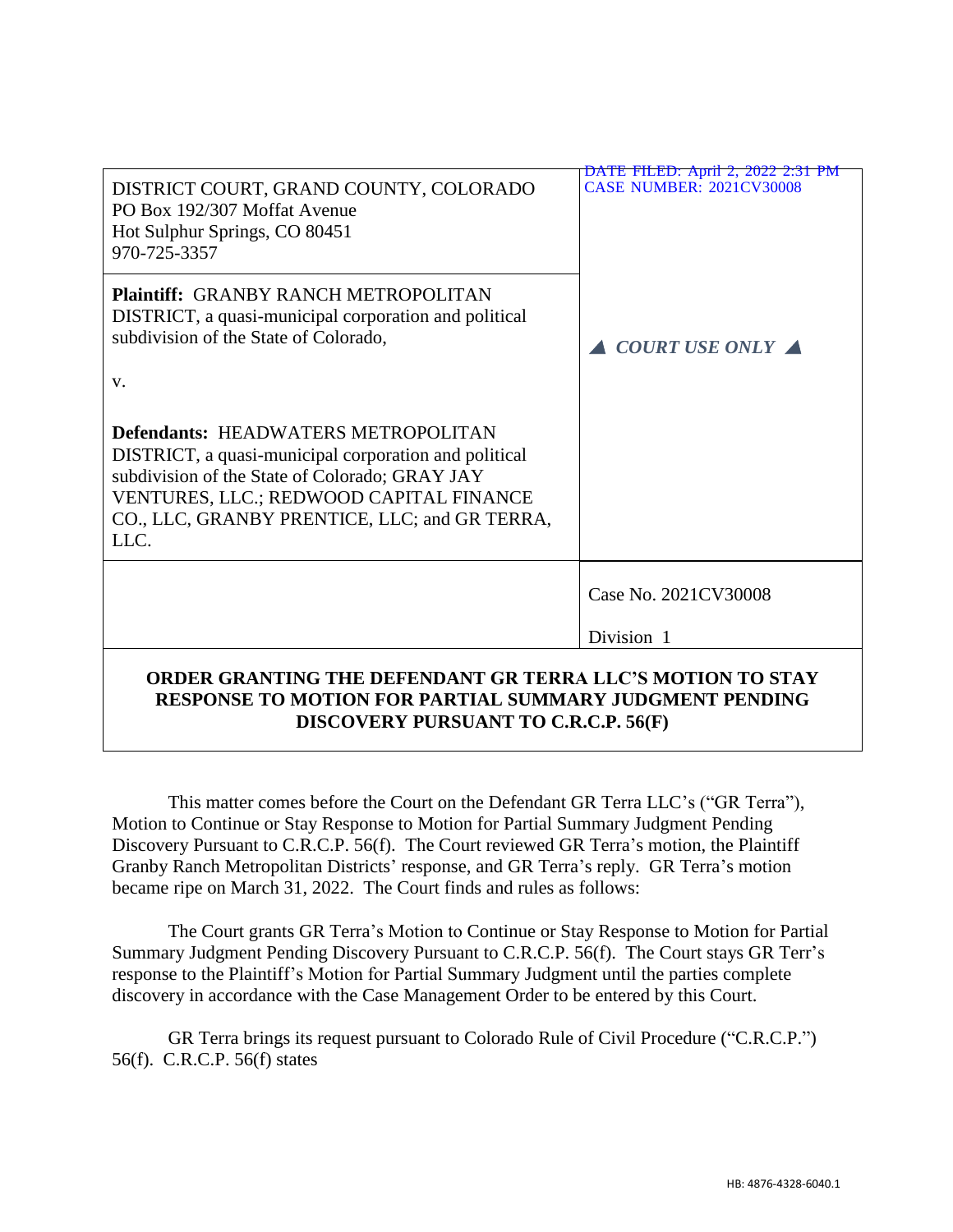| DISTRICT COURT, GRAND COUNTY, COLORADO<br>PO Box 192/307 Moffat Avenue<br>Hot Sulphur Springs, CO 80451<br>970-725-3357 | DATE FILED: April 2, 2022 2:31 PM<br>CASE NUMBER: 2021CV30008 |
|---|---|
| **Plaintiff:** GRANBY RANCH METROPOLITAN DISTRICT, a quasi-municipal corporation and political subdivision of the State of Colorado,<br><br>v.<br><br>**Defendants:** HEADWATERS METROPOLITAN DISTRICT, a quasi-municipal corporation and political subdivision of the State of Colorado; GRAY JAY VENTURES, LLC.; REDWOOD CAPITAL FINANCE CO., LLC, GRANBY PRENTICE, LLC; and GR TERRA, LLC. | ▲ *COURT USE ONLY* ▲ |
| | Case No. 2021CV30008<br><br>Division 1 |

**ORDER GRANTING THE DEFENDANT GR TERRA LLC'S MOTION TO STAY RESPONSE TO MOTION FOR PARTIAL SUMMARY JUDGMENT PENDING DISCOVERY PURSUANT TO C.R.C.P. 56(F)**

This matter comes before the Court on the Defendant GR Terra LLC's ("GR Terra"), Motion to Continue or Stay Response to Motion for Partial Summary Judgment Pending Discovery Pursuant to C.R.C.P. 56(f). The Court reviewed GR Terra's motion, the Plaintiff Granby Ranch Metropolitan Districts' response, and GR Terra's reply. GR Terra's motion became ripe on March 31, 2022. The Court finds and rules as follows:

The Court grants GR Terra's Motion to Continue or Stay Response to Motion for Partial Summary Judgment Pending Discovery Pursuant to C.R.C.P. 56(f). The Court stays GR Terr's response to the Plaintiff's Motion for Partial Summary Judgment until the parties complete discovery in accordance with the Case Management Order to be entered by this Court.

GR Terra brings its request pursuant to Colorado Rule of Civil Procedure ("C.R.C.P.") 56(f). C.R.C.P. 56(f) states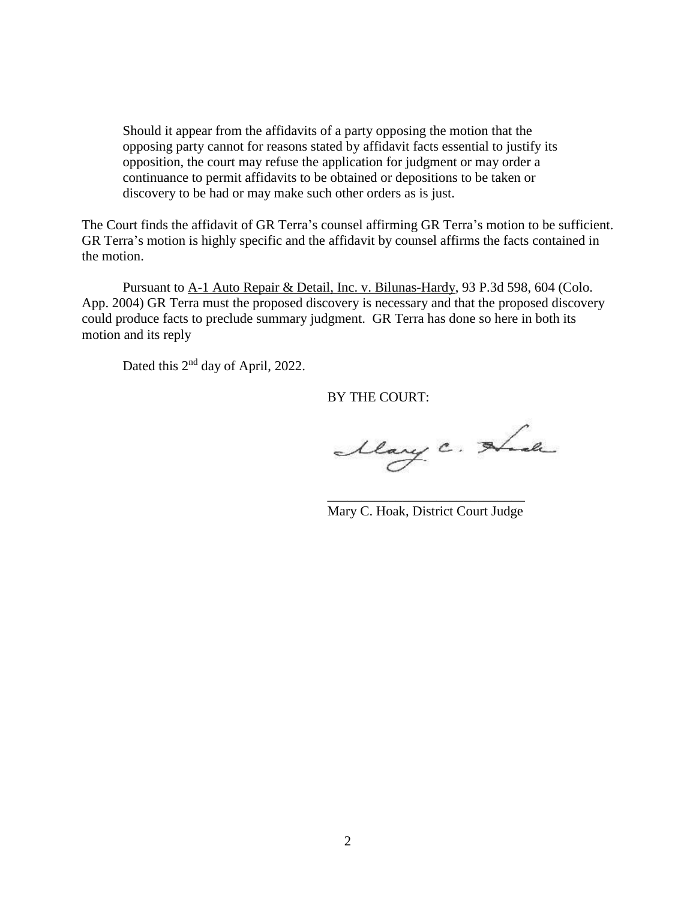> Should it appear from the affidavits of a party opposing the motion that the opposing party cannot for reasons stated by affidavit facts essential to justify its opposition, the court may refuse the application for judgment or may order a continuance to permit affidavits to be obtained or depositions to be taken or discovery to be had or may make such other orders as is just.

The Court finds the affidavit of GR Terra's counsel affirming GR Terra's motion to be sufficient. GR Terra's motion is highly specific and the affidavit by counsel affirms the facts contained in the motion.

Pursuant to A-1 Auto Repair & Detail, Inc. v. Bilunas-Hardy, 93 P.3d 598, 604 (Colo. App. 2004) GR Terra must the proposed discovery is necessary and that the proposed discovery could produce facts to preclude summary judgment. GR Terra has done so here in both its motion and its reply

Dated this 2nd day of April, 2022.

BY THE COURT:

Mary C. Hoak

\_\_\_\_\_\_\_\_\_\_\_\_\_\_\_\_\_\_\_\_\_\_\_\_\_\_\_\_\_\_

Mary C. Hoak, District Court Judge